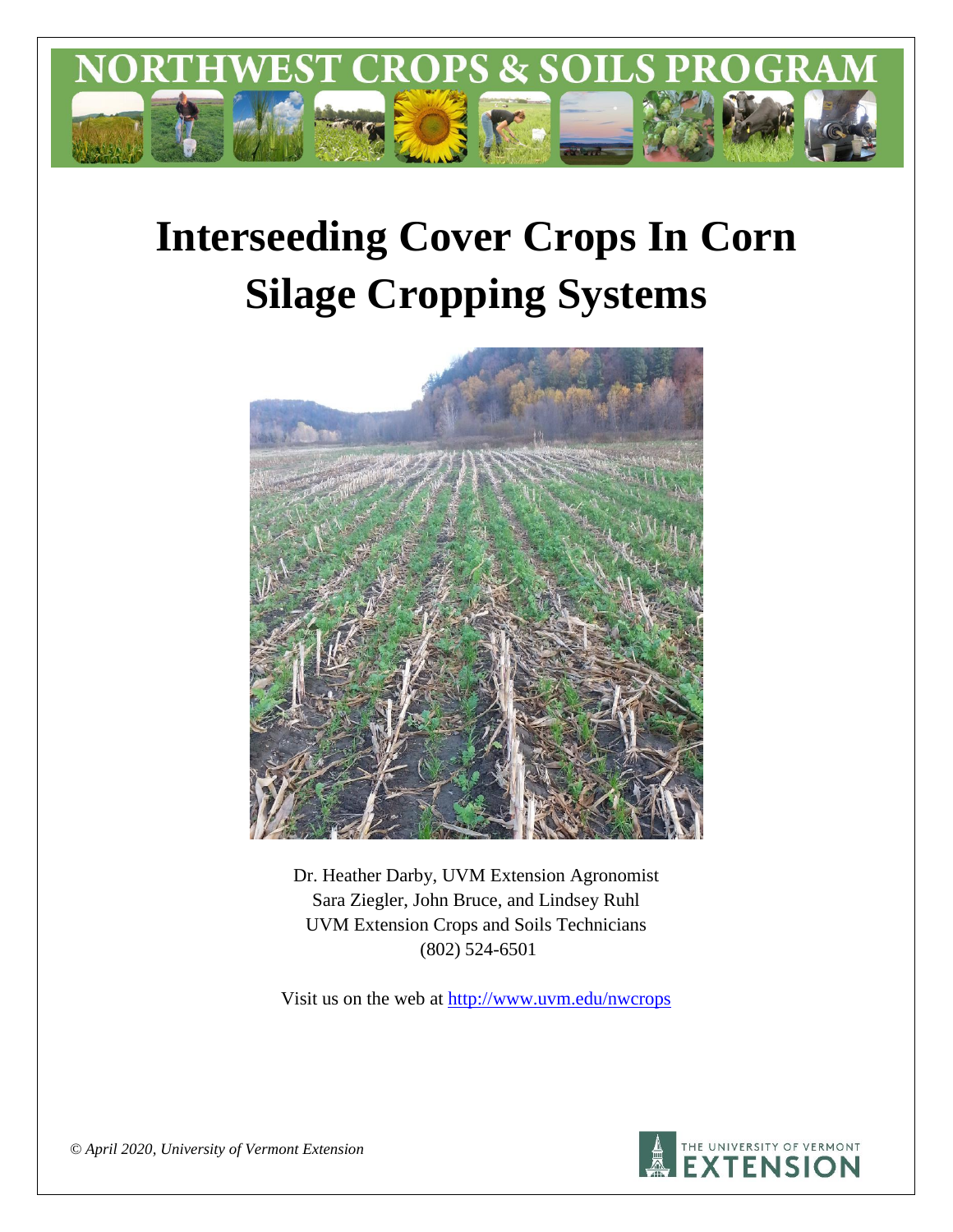# Interseeding Cover Crops In Corn Silage Cropping Systems

Dr. Heather Darby, UVM Extension Agronomist
Sara Ziegler, John Bruce, and Lindsey Ruhl
UVM Extension Crops and Soils Technicians
(802) 524-6501

Visit us on the web at http://www.uvm.edu/nwcrops

*© April 2020, University of Vermont Extension*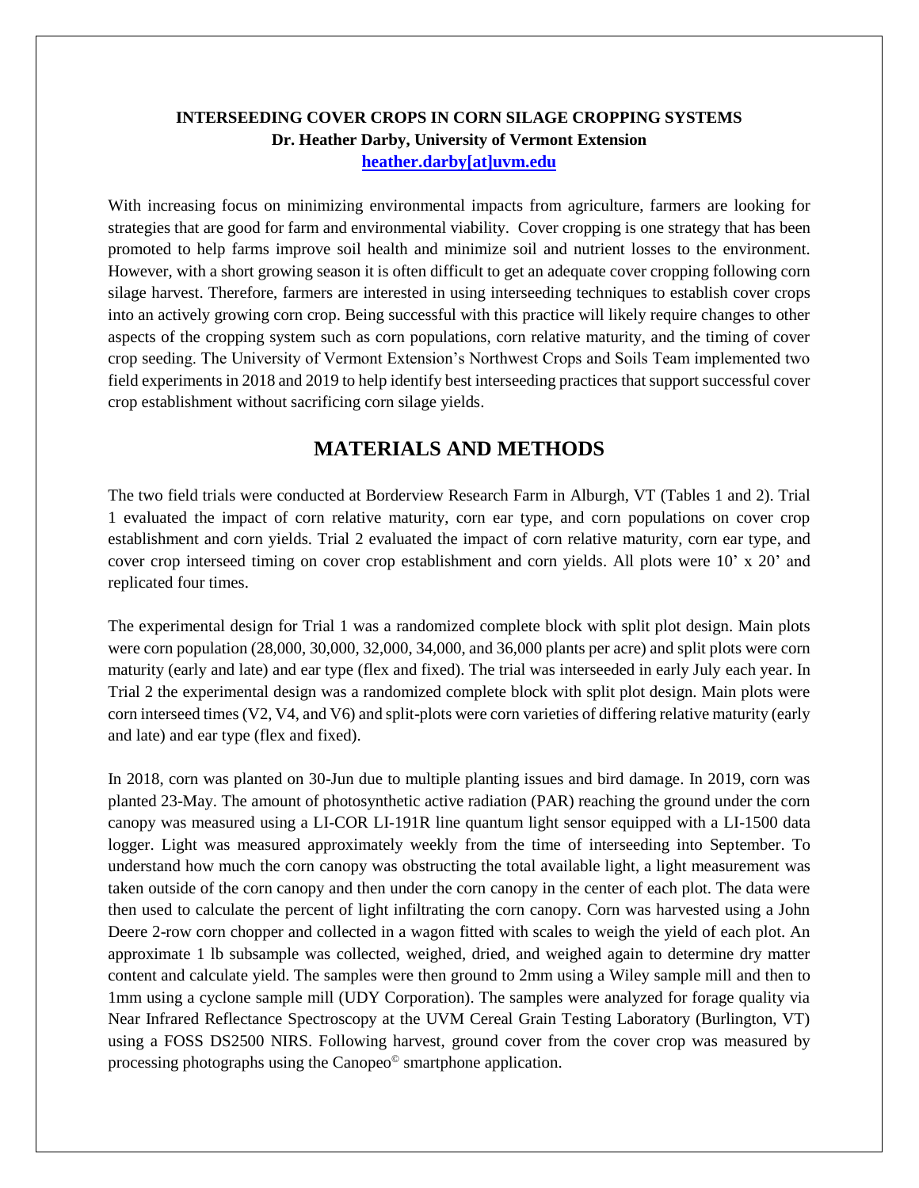**INTERSEEDING COVER CROPS IN CORN SILAGE CROPPING SYSTEMS**
**Dr. Heather Darby, University of Vermont Extension**
[heather.darby[at]uvm.edu](mailto:heather.darby@uvm.edu)

With increasing focus on minimizing environmental impacts from agriculture, farmers are looking for strategies that are good for farm and environmental viability. Cover cropping is one strategy that has been promoted to help farms improve soil health and minimize soil and nutrient losses to the environment. However, with a short growing season it is often difficult to get an adequate cover cropping following corn silage harvest. Therefore, farmers are interested in using interseeding techniques to establish cover crops into an actively growing corn crop. Being successful with this practice will likely require changes to other aspects of the cropping system such as corn populations, corn relative maturity, and the timing of cover crop seeding. The University of Vermont Extension's Northwest Crops and Soils Team implemented two field experiments in 2018 and 2019 to help identify best interseeding practices that support successful cover crop establishment without sacrificing corn silage yields.

## MATERIALS AND METHODS

The two field trials were conducted at Borderview Research Farm in Alburgh, VT (Tables 1 and 2). Trial 1 evaluated the impact of corn relative maturity, corn ear type, and corn populations on cover crop establishment and corn yields. Trial 2 evaluated the impact of corn relative maturity, corn ear type, and cover crop interseed timing on cover crop establishment and corn yields. All plots were 10' x 20' and replicated four times.

The experimental design for Trial 1 was a randomized complete block with split plot design. Main plots were corn population (28,000, 30,000, 32,000, 34,000, and 36,000 plants per acre) and split plots were corn maturity (early and late) and ear type (flex and fixed). The trial was interseeded in early July each year. In Trial 2 the experimental design was a randomized complete block with split plot design. Main plots were corn interseed times (V2, V4, and V6) and split-plots were corn varieties of differing relative maturity (early and late) and ear type (flex and fixed).

In 2018, corn was planted on 30-Jun due to multiple planting issues and bird damage. In 2019, corn was planted 23-May. The amount of photosynthetic active radiation (PAR) reaching the ground under the corn canopy was measured using a LI-COR LI-191R line quantum light sensor equipped with a LI-1500 data logger. Light was measured approximately weekly from the time of interseeding into September. To understand how much the corn canopy was obstructing the total available light, a light measurement was taken outside of the corn canopy and then under the corn canopy in the center of each plot. The data were then used to calculate the percent of light infiltrating the corn canopy. Corn was harvested using a John Deere 2-row corn chopper and collected in a wagon fitted with scales to weigh the yield of each plot. An approximate 1 lb subsample was collected, weighed, dried, and weighed again to determine dry matter content and calculate yield. The samples were then ground to 2mm using a Wiley sample mill and then to 1mm using a cyclone sample mill (UDY Corporation). The samples were analyzed for forage quality via Near Infrared Reflectance Spectroscopy at the UVM Cereal Grain Testing Laboratory (Burlington, VT) using a FOSS DS2500 NIRS. Following harvest, ground cover from the cover crop was measured by processing photographs using the Canopeo© smartphone application.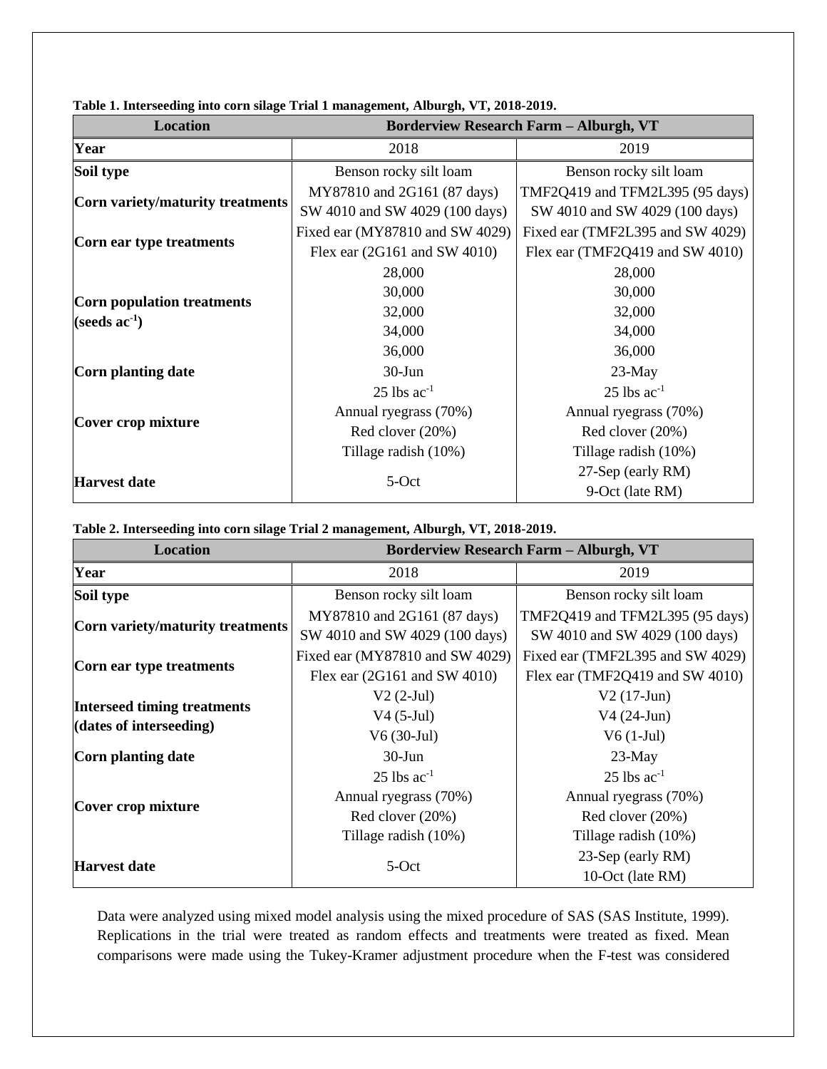**Table 1. Interseeding into corn silage Trial 1 management, Alburgh, VT, 2018-2019.**

| Location | Borderview Research Farm – Alburgh, VT | |
|---|---|---|
| **Year** | 2018 | 2019 |
| **Soil type** | Benson rocky silt loam | Benson rocky silt loam |
| **Corn variety/maturity treatments** | MY87810 and 2G161 (87 days)<br>SW 4010 and SW 4029 (100 days) | TMF2Q419 and TFM2L395 (95 days)<br>SW 4010 and SW 4029 (100 days) |
| **Corn ear type treatments** | Fixed ear (MY87810 and SW 4029)<br>Flex ear (2G161 and SW 4010) | Fixed ear (TMF2L395 and SW 4029)<br>Flex ear (TMF2Q419 and SW 4010) |
| **Corn population treatments (seeds ac$^{-1}$)** | 28,000<br>30,000<br>32,000<br>34,000<br>36,000 | 28,000<br>30,000<br>32,000<br>34,000<br>36,000 |
| **Corn planting date** | 30-Jun | 23-May |
| **Cover crop mixture** | 25 lbs ac$^{-1}$<br>Annual ryegrass (70%)<br>Red clover (20%)<br>Tillage radish (10%) | 25 lbs ac$^{-1}$<br>Annual ryegrass (70%)<br>Red clover (20%)<br>Tillage radish (10%) |
| **Harvest date** | 5-Oct | 27-Sep (early RM)<br>9-Oct (late RM) |

**Table 2. Interseeding into corn silage Trial 2 management, Alburgh, VT, 2018-2019.**

| Location | Borderview Research Farm – Alburgh, VT | |
|---|---|---|
| **Year** | 2018 | 2019 |
| **Soil type** | Benson rocky silt loam | Benson rocky silt loam |
| **Corn variety/maturity treatments** | MY87810 and 2G161 (87 days)<br>SW 4010 and SW 4029 (100 days) | TMF2Q419 and TFM2L395 (95 days)<br>SW 4010 and SW 4029 (100 days) |
| **Corn ear type treatments** | Fixed ear (MY87810 and SW 4029)<br>Flex ear (2G161 and SW 4010) | Fixed ear (TMF2L395 and SW 4029)<br>Flex ear (TMF2Q419 and SW 4010) |
| **Interseed timing treatments (dates of interseeding)** | V2 (2-Jul)<br>V4 (5-Jul)<br>V6 (30-Jul) | V2 (17-Jun)<br>V4 (24-Jun)<br>V6 (1-Jul) |
| **Corn planting date** | 30-Jun | 23-May |
| **Cover crop mixture** | 25 lbs ac$^{-1}$<br>Annual ryegrass (70%)<br>Red clover (20%)<br>Tillage radish (10%) | 25 lbs ac$^{-1}$<br>Annual ryegrass (70%)<br>Red clover (20%)<br>Tillage radish (10%) |
| **Harvest date** | 5-Oct | 23-Sep (early RM)<br>10-Oct (late RM) |

Data were analyzed using mixed model analysis using the mixed procedure of SAS (SAS Institute, 1999). Replications in the trial were treated as random effects and treatments were treated as fixed. Mean comparisons were made using the Tukey-Kramer adjustment procedure when the F-test was considered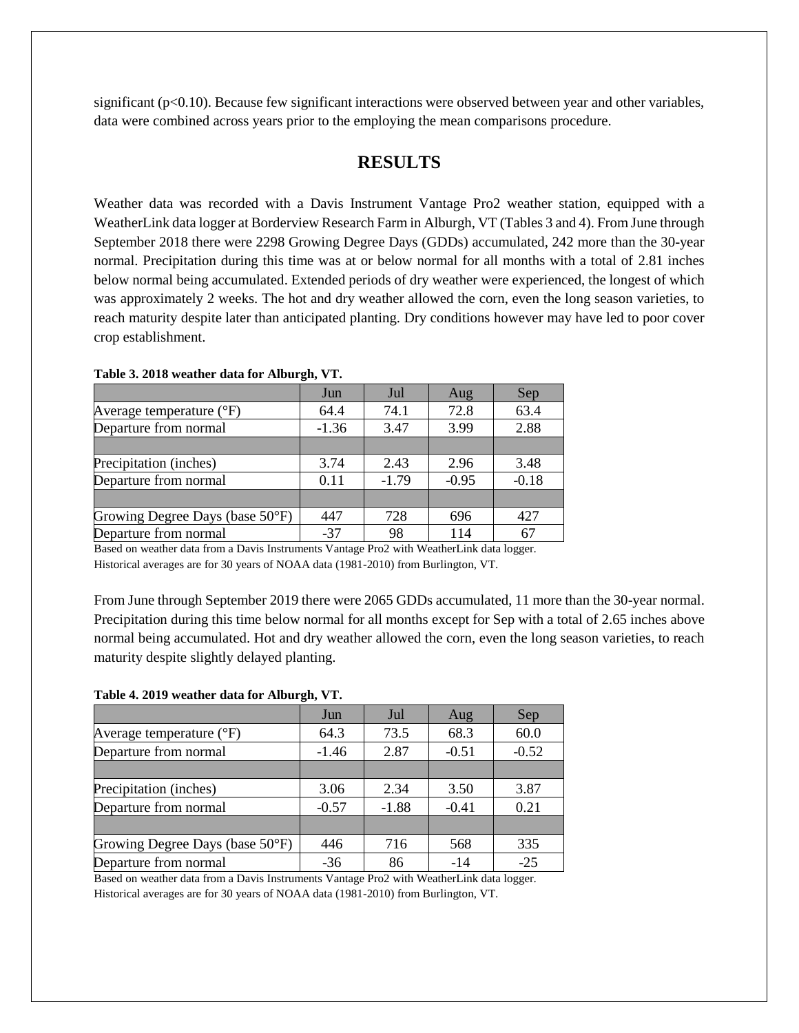significant ($p<0.10$). Because few significant interactions were observed between year and other variables, data were combined across years prior to the employing the mean comparisons procedure.

# RESULTS

Weather data was recorded with a Davis Instrument Vantage Pro2 weather station, equipped with a WeatherLink data logger at Borderview Research Farm in Alburgh, VT (Tables 3 and 4). From June through September 2018 there were 2298 Growing Degree Days (GDDs) accumulated, 242 more than the 30-year normal. Precipitation during this time was at or below normal for all months with a total of 2.81 inches below normal being accumulated. Extended periods of dry weather were experienced, the longest of which was approximately 2 weeks. The hot and dry weather allowed the corn, even the long season varieties, to reach maturity despite later than anticipated planting. Dry conditions however may have led to poor cover crop establishment.

**Table 3. 2018 weather data for Alburgh, VT.**

| | Jun | Jul | Aug | Sep |
|---|---|---|---|---|
| Average temperature (°F) | 64.4 | 74.1 | 72.8 | 63.4 |
| Departure from normal | -1.36 | 3.47 | 3.99 | 2.88 |
| | | | | |
| Precipitation (inches) | 3.74 | 2.43 | 2.96 | 3.48 |
| Departure from normal | 0.11 | -1.79 | -0.95 | -0.18 |
| | | | | |
| Growing Degree Days (base 50°F) | 447 | 728 | 696 | 427 |
| Departure from normal | -37 | 98 | 114 | 67 |

Based on weather data from a Davis Instruments Vantage Pro2 with WeatherLink data logger.
Historical averages are for 30 years of NOAA data (1981-2010) from Burlington, VT.

From June through September 2019 there were 2065 GDDs accumulated, 11 more than the 30-year normal. Precipitation during this time below normal for all months except for Sep with a total of 2.65 inches above normal being accumulated. Hot and dry weather allowed the corn, even the long season varieties, to reach maturity despite slightly delayed planting.

**Table 4. 2019 weather data for Alburgh, VT.**

| | Jun | Jul | Aug | Sep |
|---|---|---|---|---|
| Average temperature (°F) | 64.3 | 73.5 | 68.3 | 60.0 |
| Departure from normal | -1.46 | 2.87 | -0.51 | -0.52 |
| | | | | |
| Precipitation (inches) | 3.06 | 2.34 | 3.50 | 3.87 |
| Departure from normal | -0.57 | -1.88 | -0.41 | 0.21 |
| | | | | |
| Growing Degree Days (base 50°F) | 446 | 716 | 568 | 335 |
| Departure from normal | -36 | 86 | -14 | -25 |

Based on weather data from a Davis Instruments Vantage Pro2 with WeatherLink data logger.
Historical averages are for 30 years of NOAA data (1981-2010) from Burlington, VT.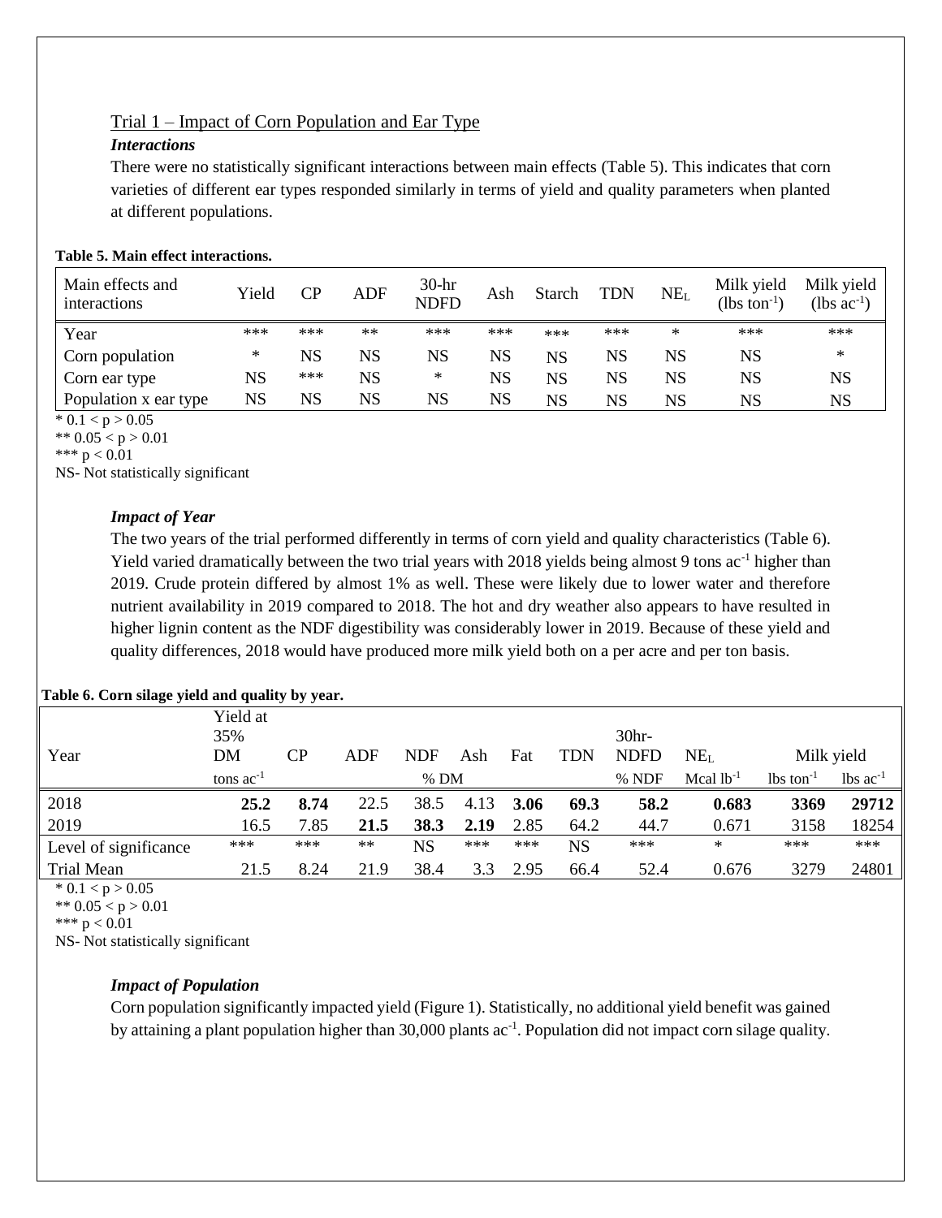## Trial 1 – Impact of Corn Population and Ear Type

### *Interactions*

There were no statistically significant interactions between main effects (Table 5). This indicates that corn varieties of different ear types responded similarly in terms of yield and quality parameters when planted at different populations.

**Table 5. Main effect interactions.**

| Main effects and interactions | Yield | CP | ADF | 30-hr NDFD | Ash | Starch | TDN | $NE_L$ | Milk yield (lbs $ton^{-1}$) | Milk yield (lbs $ac^{-1}$) |
|---|---|---|---|---|---|---|---|---|---|---|
| Year | *** | *** | ** | *** | *** | *** | *** | * | *** | *** |
| Corn population | * | NS | NS | NS | NS | NS | NS | NS | NS | * |
| Corn ear type | NS | *** | NS | * | NS | NS | NS | NS | NS | NS |
| Population x ear type | NS | NS | NS | NS | NS | NS | NS | NS | NS | NS |

\* $0.1 < p > 0.05$
\*\* $0.05 < p > 0.01$
\*\*\* $p < 0.01$
NS- Not statistically significant

### *Impact of Year*

The two years of the trial performed differently in terms of corn yield and quality characteristics (Table 6). Yield varied dramatically between the two trial years with 2018 yields being almost 9 tons $ac^{-1}$ higher than 2019. Crude protein differed by almost 1% as well. These were likely due to lower water and therefore nutrient availability in 2019 compared to 2018. The hot and dry weather also appears to have resulted in higher lignin content as the NDF digestibility was considerably lower in 2019. Because of these yield and quality differences, 2018 would have produced more milk yield both on a per acre and per ton basis.

**Table 6. Corn silage yield and quality by year.**

| Year | Yield at 35% DM | CP | ADF | NDF | Ash | Fat | TDN | 30hr-NDFD | $NE_L$ | Milk yield | |
|---|---|---|---|---|---|---|---|---|---|---|---|
| | tons $ac^{-1}$ | % DM | | | | | | % NDF | Mcal $lb^{-1}$ | lbs $ton^{-1}$ | lbs $ac^{-1}$ |
| 2018 | **25.2** | **8.74** | 22.5 | 38.5 | 4.13 | **3.06** | **69.3** | **58.2** | **0.683** | **3369** | **29712** |
| 2019 | 16.5 | 7.85 | **21.5** | **38.3** | **2.19** | 2.85 | 64.2 | 44.7 | 0.671 | 3158 | 18254 |
| Level of significance | *** | *** | ** | NS | *** | *** | NS | *** | * | *** | *** |
| Trial Mean | 21.5 | 8.24 | 21.9 | 38.4 | 3.3 | 2.95 | 66.4 | 52.4 | 0.676 | 3279 | 24801 |

\* $0.1 < p > 0.05$
\*\* $0.05 < p > 0.01$
\*\*\* $p < 0.01$
NS- Not statistically significant

### *Impact of Population*

Corn population significantly impacted yield (Figure 1). Statistically, no additional yield benefit was gained by attaining a plant population higher than 30,000 plants $ac^{-1}$. Population did not impact corn silage quality.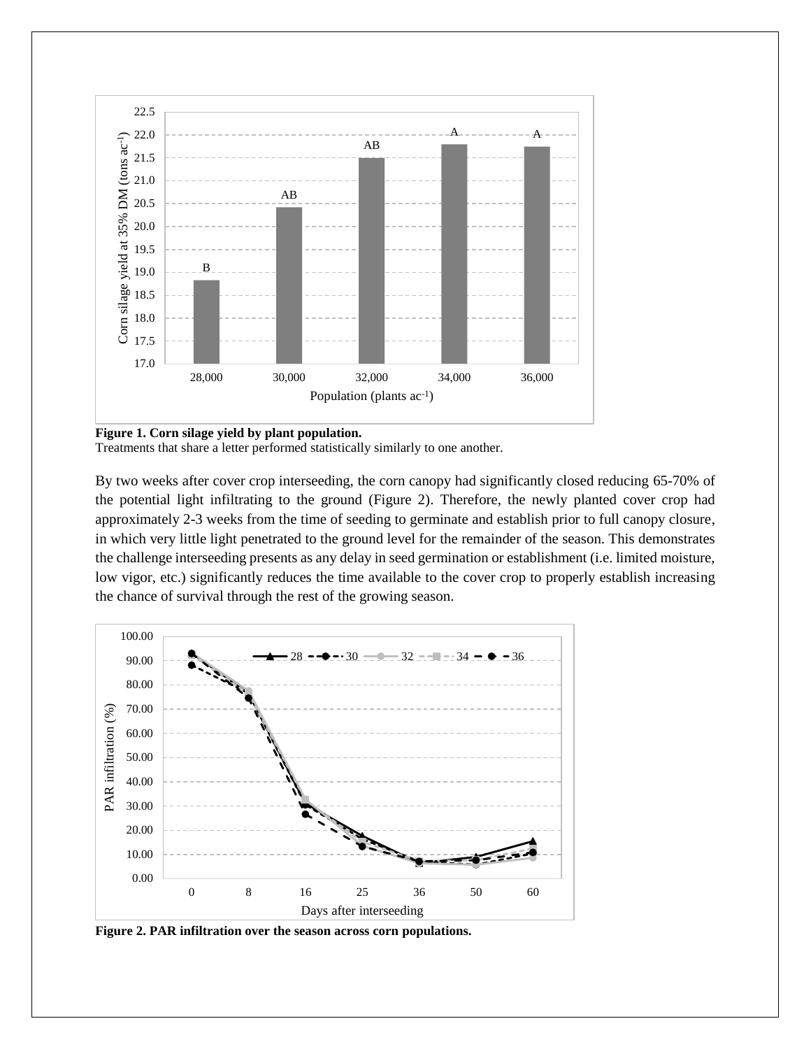**Figure 1. Corn silage yield by plant population.**
Treatments that share a letter performed statistically similarly to one another.

By two weeks after cover crop interseeding, the corn canopy had significantly closed reducing 65-70% of the potential light infiltrating to the ground (Figure 2). Therefore, the newly planted cover crop had approximately 2-3 weeks from the time of seeding to germinate and establish prior to full canopy closure, in which very little light penetrated to the ground level for the remainder of the season. This demonstrates the challenge interseeding presents as any delay in seed germination or establishment (i.e. limited moisture, low vigor, etc.) significantly reduces the time available to the cover crop to properly establish increasing the chance of survival through the rest of the growing season.

**Figure 2. PAR infiltration over the season across corn populations.**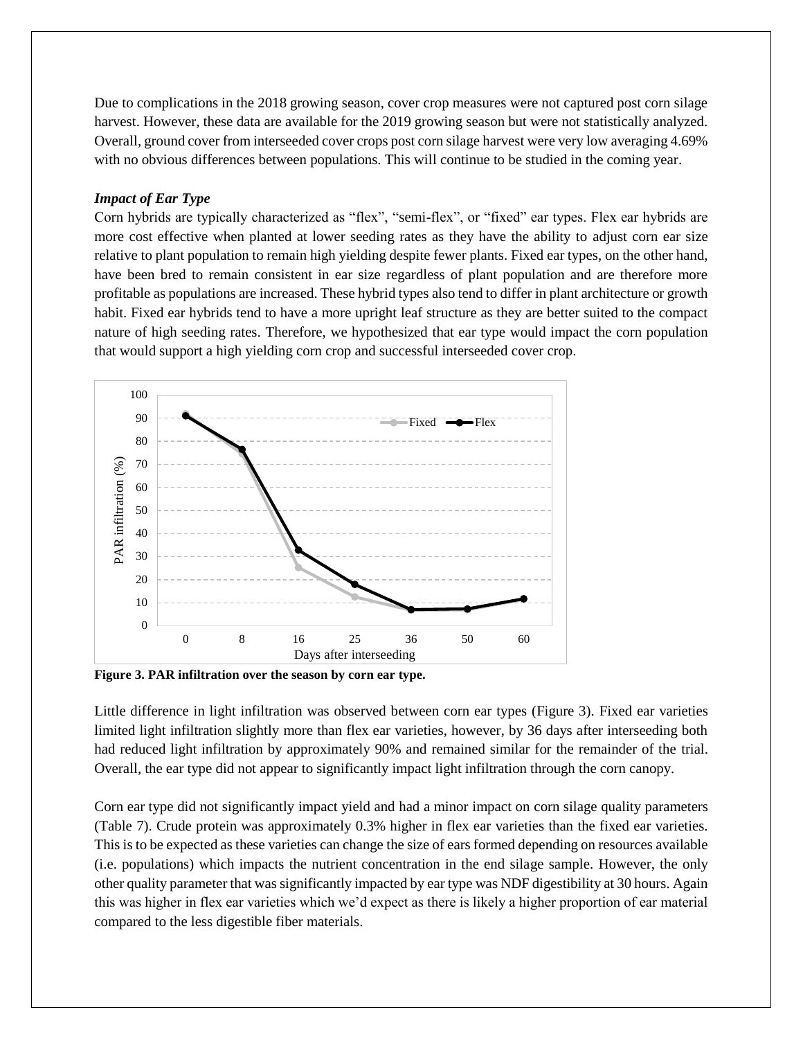Due to complications in the 2018 growing season, cover crop measures were not captured post corn silage harvest. However, these data are available for the 2019 growing season but were not statistically analyzed. Overall, ground cover from interseeded cover crops post corn silage harvest were very low averaging 4.69% with no obvious differences between populations. This will continue to be studied in the coming year.

### *Impact of Ear Type*

Corn hybrids are typically characterized as "flex", "semi-flex", or "fixed" ear types. Flex ear hybrids are more cost effective when planted at lower seeding rates as they have the ability to adjust corn ear size relative to plant population to remain high yielding despite fewer plants. Fixed ear types, on the other hand, have been bred to remain consistent in ear size regardless of plant population and are therefore more profitable as populations are increased. These hybrid types also tend to differ in plant architecture or growth habit. Fixed ear hybrids tend to have a more upright leaf structure as they are better suited to the compact nature of high seeding rates. Therefore, we hypothesized that ear type would impact the corn population that would support a high yielding corn crop and successful interseeded cover crop.

**Figure 3. PAR infiltration over the season by corn ear type.**

Little difference in light infiltration was observed between corn ear types (Figure 3). Fixed ear varieties limited light infiltration slightly more than flex ear varieties, however, by 36 days after interseeding both had reduced light infiltration by approximately 90% and remained similar for the remainder of the trial. Overall, the ear type did not appear to significantly impact light infiltration through the corn canopy.

Corn ear type did not significantly impact yield and had a minor impact on corn silage quality parameters (Table 7). Crude protein was approximately 0.3% higher in flex ear varieties than the fixed ear varieties. This is to be expected as these varieties can change the size of ears formed depending on resources available (i.e. populations) which impacts the nutrient concentration in the end silage sample. However, the only other quality parameter that was significantly impacted by ear type was NDF digestibility at 30 hours. Again this was higher in flex ear varieties which we'd expect as there is likely a higher proportion of ear material compared to the less digestible fiber materials.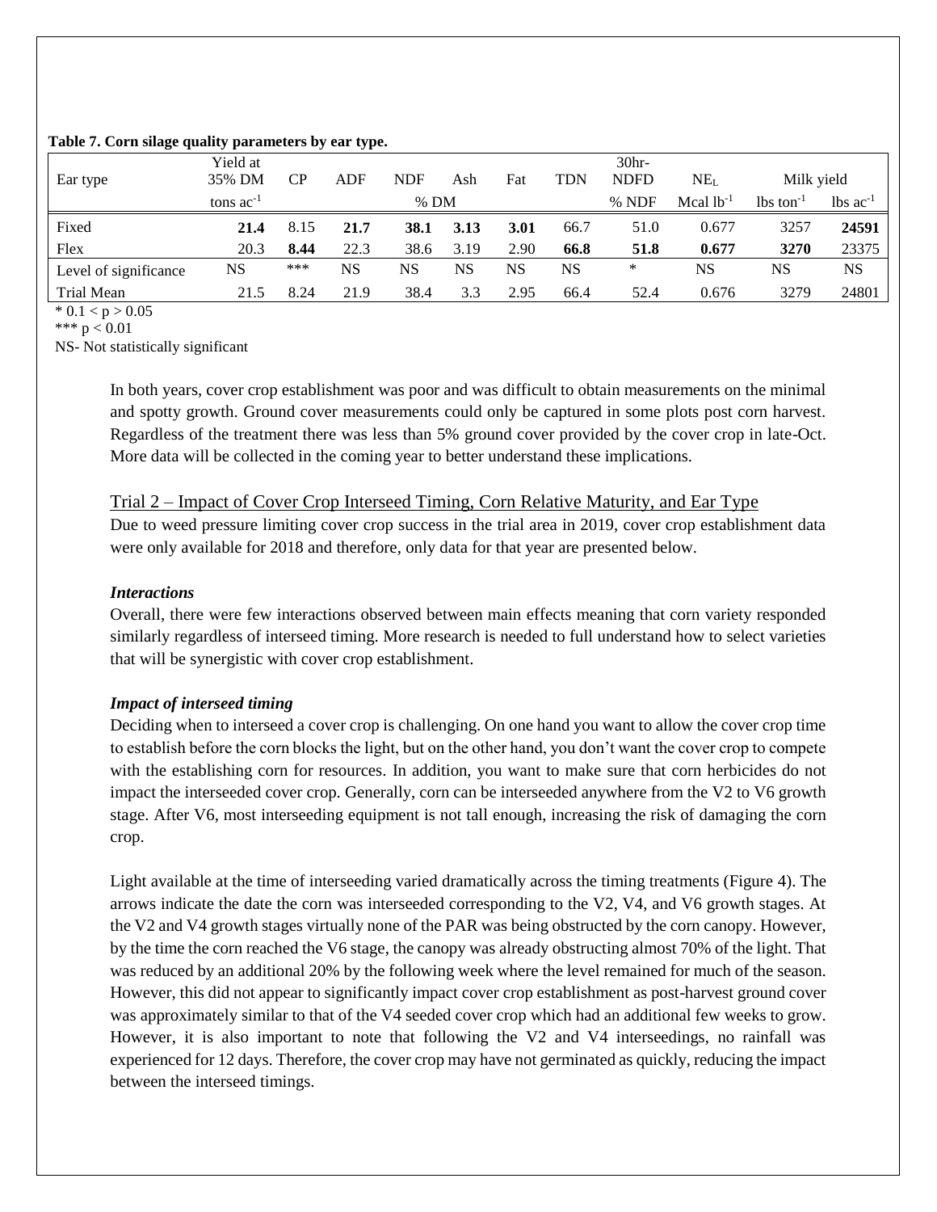**Table 7. Corn silage quality parameters by ear type.**

| Ear type | Yield at 35% DM | CP | ADF | NDF | Ash | Fat | TDN | 30hr-NDFD | $NE_L$ | Milk yield | |
|---|---|---|---|---|---|---|---|---|---|---|---|
| | tons $ac^{-1}$ | % DM | | | | | | % NDF | Mcal $lb^{-1}$ | lbs $ton^{-1}$ | lbs $ac^{-1}$ |
| Fixed | **21.4** | 8.15 | **21.7** | **38.1** | **3.13** | **3.01** | 66.7 | 51.0 | 0.677 | 3257 | **24591** |
| Flex | 20.3 | **8.44** | 22.3 | 38.6 | 3.19 | 2.90 | **66.8** | **51.8** | **0.677** | **3270** | 23375 |
| Level of significance | NS | *** | NS | NS | NS | NS | NS | * | NS | NS | NS |
| Trial Mean | 21.5 | 8.24 | 21.9 | 38.4 | 3.3 | 2.95 | 66.4 | 52.4 | 0.676 | 3279 | 24801 |

* $0.1 < p > 0.05$
*** $p < 0.01$
NS- Not statistically significant

In both years, cover crop establishment was poor and was difficult to obtain measurements on the minimal and spotty growth. Ground cover measurements could only be captured in some plots post corn harvest. Regardless of the treatment there was less than 5% ground cover provided by the cover crop in late-Oct. More data will be collected in the coming year to better understand these implications.

## Trial 2 – Impact of Cover Crop Interseed Timing, Corn Relative Maturity, and Ear Type

Due to weed pressure limiting cover crop success in the trial area in 2019, cover crop establishment data were only available for 2018 and therefore, only data for that year are presented below.

### *Interactions*

Overall, there were few interactions observed between main effects meaning that corn variety responded similarly regardless of interseed timing. More research is needed to full understand how to select varieties that will be synergistic with cover crop establishment.

### *Impact of interseed timing*

Deciding when to interseed a cover crop is challenging. On one hand you want to allow the cover crop time to establish before the corn blocks the light, but on the other hand, you don't want the cover crop to compete with the establishing corn for resources. In addition, you want to make sure that corn herbicides do not impact the interseeded cover crop. Generally, corn can be interseeded anywhere from the V2 to V6 growth stage. After V6, most interseeding equipment is not tall enough, increasing the risk of damaging the corn crop.

Light available at the time of interseeding varied dramatically across the timing treatments (Figure 4). The arrows indicate the date the corn was interseeded corresponding to the V2, V4, and V6 growth stages. At the V2 and V4 growth stages virtually none of the PAR was being obstructed by the corn canopy. However, by the time the corn reached the V6 stage, the canopy was already obstructing almost 70% of the light. That was reduced by an additional 20% by the following week where the level remained for much of the season. However, this did not appear to significantly impact cover crop establishment as post-harvest ground cover was approximately similar to that of the V4 seeded cover crop which had an additional few weeks to grow. However, it is also important to note that following the V2 and V4 interseedings, no rainfall was experienced for 12 days. Therefore, the cover crop may have not germinated as quickly, reducing the impact between the interseed timings.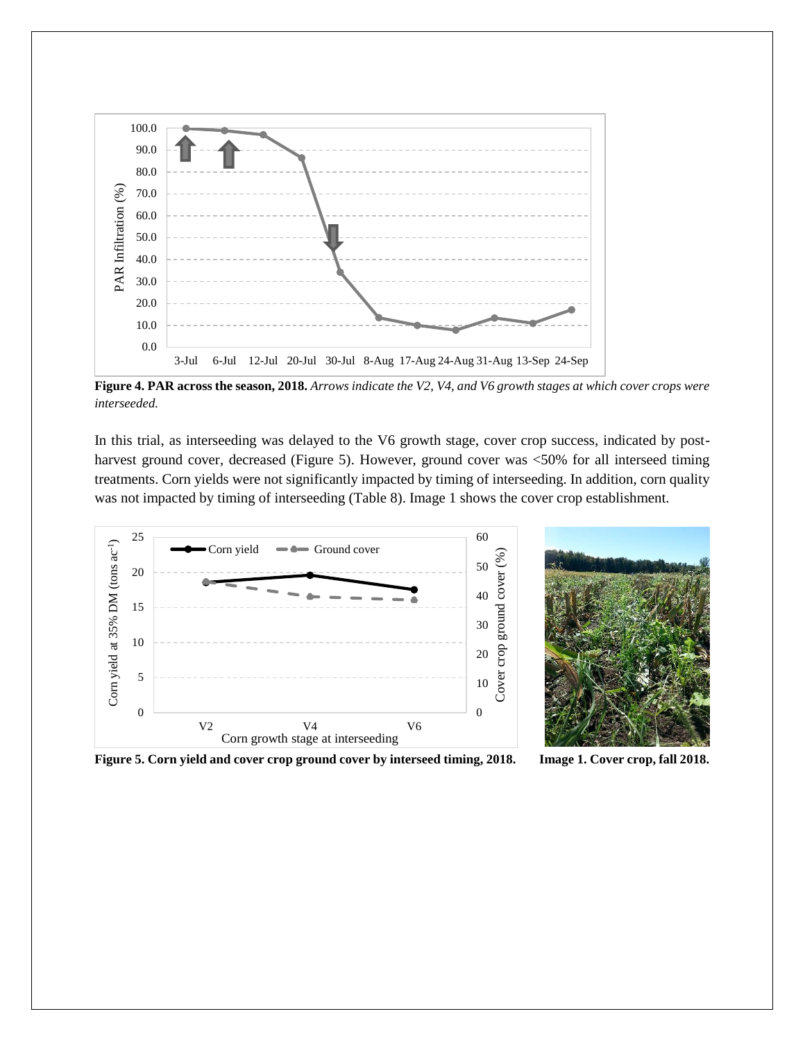**Figure 4. PAR across the season, 2018.** *Arrows indicate the V2, V4, and V6 growth stages at which cover crops were interseeded.*

In this trial, as interseeding was delayed to the V6 growth stage, cover crop success, indicated by post-harvest ground cover, decreased (Figure 5). However, ground cover was <50% for all interseed timing treatments. Corn yields were not significantly impacted by timing of interseeding. In addition, corn quality was not impacted by timing of interseeding (Table 8). Image 1 shows the cover crop establishment.

**Figure 5. Corn yield and cover crop ground cover by interseed timing, 2018.**

**Image 1. Cover crop, fall 2018.**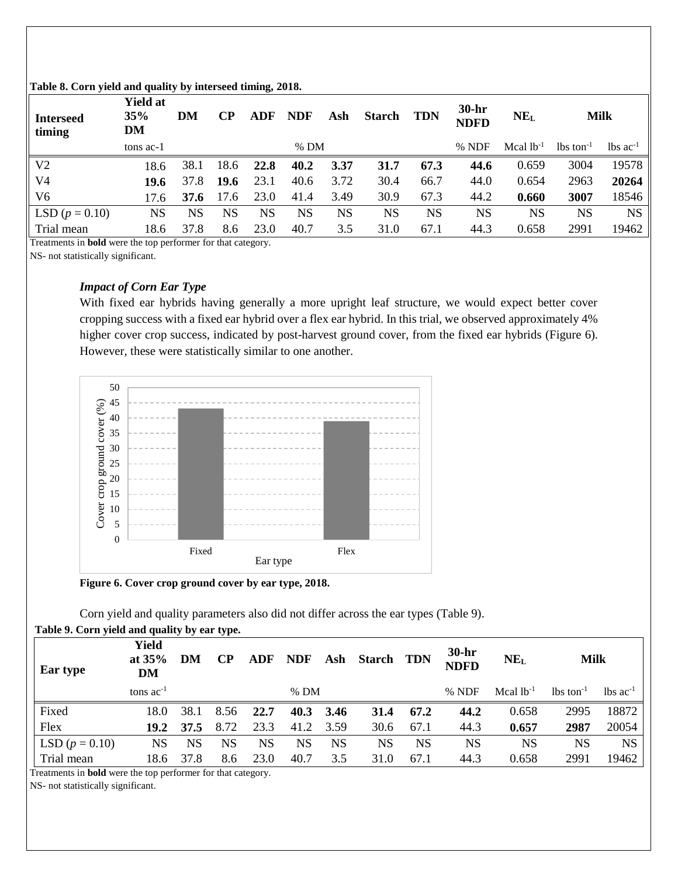**Table 8. Corn yield and quality by interseed timing, 2018.**

| Interseed timing | Yield at 35% DM | DM | CP | ADF | NDF | Ash | Starch | TDN | 30-hr NDFD | $NE_L$ | Milk | |
|---|---|---|---|---|---|---|---|---|---|---|---|---|
| | tons ac-1 | | | | % DM | | | | % NDF | Mcal $lb^{-1}$ | lbs $ton^{-1}$ | lbs $ac^{-1}$ |
| V2 | 18.6 | 38.1 | 18.6 | **22.8** | **40.2** | **3.37** | **31.7** | **67.3** | **44.6** | 0.659 | 3004 | 19578 |
| V4 | **19.6** | 37.8 | **19.6** | 23.1 | 40.6 | 3.72 | 30.4 | 66.7 | 44.0 | 0.654 | 2963 | **20264** |
| V6 | 17.6 | **37.6** | 17.6 | 23.0 | 41.4 | 3.49 | 30.9 | 67.3 | 44.2 | **0.660** | **3007** | 18546 |
| LSD ($p$ = 0.10) | NS | NS | NS | NS | NS | NS | NS | NS | NS | NS | NS | NS |
| Trial mean | 18.6 | 37.8 | 8.6 | 23.0 | 40.7 | 3.5 | 31.0 | 67.1 | 44.3 | 0.658 | 2991 | 19462 |

Treatments in **bold** were the top performer for that category.
NS- not statistically significant.

### *Impact of Corn Ear Type*

With fixed ear hybrids having generally a more upright leaf structure, we would expect better cover cropping success with a fixed ear hybrid over a flex ear hybrid. In this trial, we observed approximately 4% higher cover crop success, indicated by post-harvest ground cover, from the fixed ear hybrids (Figure 6). However, these were statistically similar to one another.

**Figure 6. Cover crop ground cover by ear type, 2018.**

Corn yield and quality parameters also did not differ across the ear types (Table 9).

**Table 9. Corn yield and quality by ear type.**

| Ear type | Yield at 35% DM | DM | CP | ADF | NDF | Ash | Starch | TDN | 30-hr NDFD | $NE_L$ | Milk | |
|---|---|---|---|---|---|---|---|---|---|---|---|---|
| | tons $ac^{-1}$ | | | | % DM | | | | % NDF | Mcal $lb^{-1}$ | lbs $ton^{-1}$ | lbs $ac^{-1}$ |
| Fixed | 18.0 | 38.1 | 8.56 | **22.7** | **40.3** | **3.46** | **31.4** | **67.2** | **44.2** | 0.658 | 2995 | 18872 |
| Flex | **19.2** | 37.5 | 8.72 | 23.3 | 41.2 | 3.59 | 30.6 | 67.1 | 44.3 | **0.657** | **2987** | 20054 |
| LSD ($p$ = 0.10) | NS | NS | NS | NS | NS | NS | NS | NS | NS | NS | NS | NS |
| Trial mean | 18.6 | 37.8 | 8.6 | 23.0 | 40.7 | 3.5 | 31.0 | 67.1 | 44.3 | 0.658 | 2991 | 19462 |

Treatments in **bold** were the top performer for that category.
NS- not statistically significant.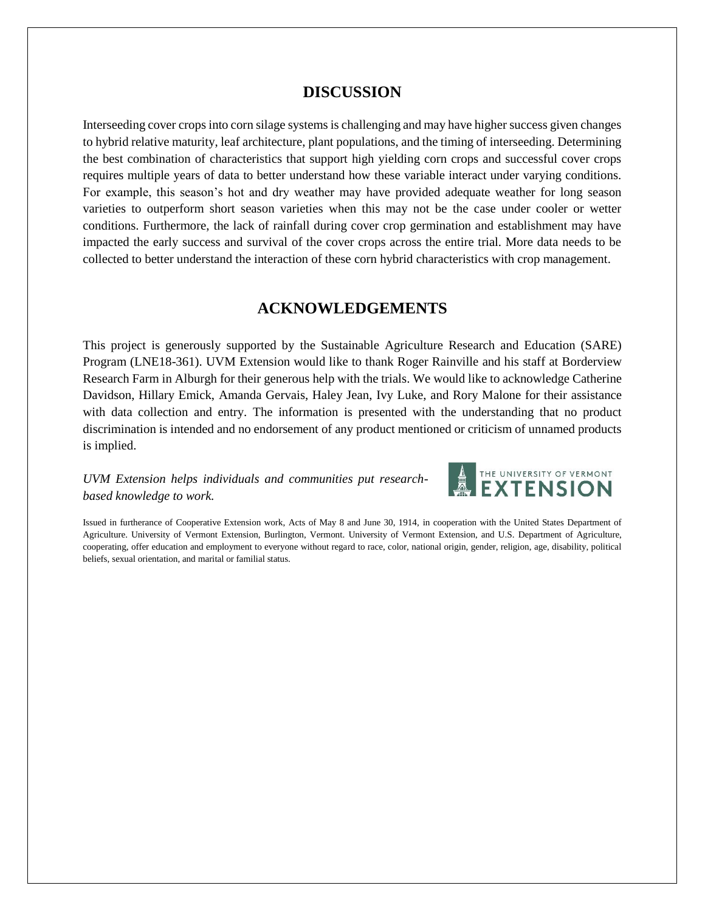## DISCUSSION

Interseeding cover crops into corn silage systems is challenging and may have higher success given changes to hybrid relative maturity, leaf architecture, plant populations, and the timing of interseeding. Determining the best combination of characteristics that support high yielding corn crops and successful cover crops requires multiple years of data to better understand how these variable interact under varying conditions. For example, this season's hot and dry weather may have provided adequate weather for long season varieties to outperform short season varieties when this may not be the case under cooler or wetter conditions. Furthermore, the lack of rainfall during cover crop germination and establishment may have impacted the early success and survival of the cover crops across the entire trial. More data needs to be collected to better understand the interaction of these corn hybrid characteristics with crop management.

## ACKNOWLEDGEMENTS

This project is generously supported by the Sustainable Agriculture Research and Education (SARE) Program (LNE18-361). UVM Extension would like to thank Roger Rainville and his staff at Borderview Research Farm in Alburgh for their generous help with the trials. We would like to acknowledge Catherine Davidson, Hillary Emick, Amanda Gervais, Haley Jean, Ivy Luke, and Rory Malone for their assistance with data collection and entry. The information is presented with the understanding that no product discrimination is intended and no endorsement of any product mentioned or criticism of unnamed products is implied.

*UVM Extension helps individuals and communities put research-based knowledge to work.*

THE UNIVERSITY OF VERMONT EXTENSION

Issued in furtherance of Cooperative Extension work, Acts of May 8 and June 30, 1914, in cooperation with the United States Department of Agriculture. University of Vermont Extension, Burlington, Vermont. University of Vermont Extension, and U.S. Department of Agriculture, cooperating, offer education and employment to everyone without regard to race, color, national origin, gender, religion, age, disability, political beliefs, sexual orientation, and marital or familial status.